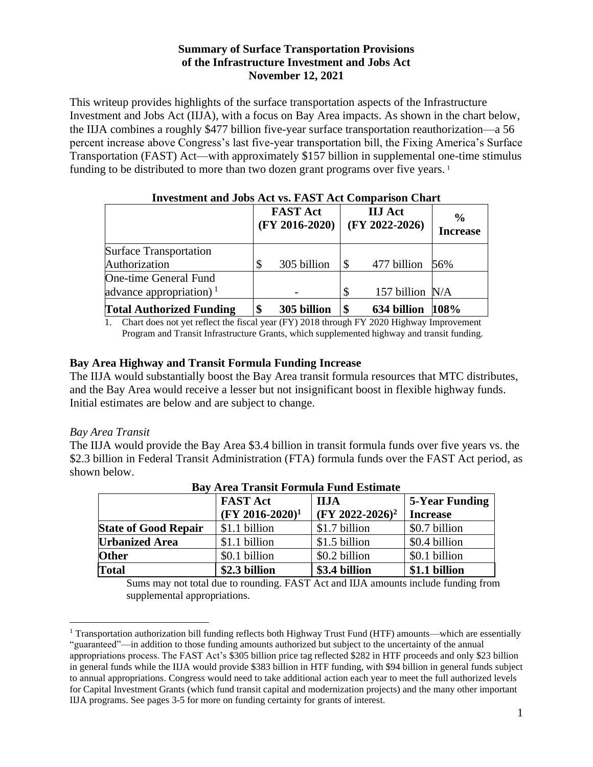**Summary of Surface Transportation Provisions of the Infrastructure Investment and Jobs Act November 12, 2021**

This writeup provides highlights of the surface transportation aspects of the Infrastructure Investment and Jobs Act (IIJA), with a focus on Bay Area impacts. As shown in the chart below, the IIJA combines a roughly $477 billion five-year surface transportation reauthorization—a 56 percent increase above Congress's last five-year transportation bill, the Fixing America's Surface Transportation (FAST) Act—with approximately $157 billion in supplemental one-time stimulus funding to be distributed to more than two dozen grant programs over five years. [1]

**Investment and Jobs Act vs. FAST Act Comparison Chart**

| | FAST Act (FY 2016-2020) | IIJ Act (FY 2022-2026) | % Increase |
|---|---|---|---|
| Surface Transportation Authorization | $ 305 billion | $ 477 billion | 56% |
| One-time General Fund advance appropriation) [1] | - | $ 157 billion | N/A |
| **Total Authorized Funding** | **$ 305 billion** | **$ 634 billion** | **108%** |

1. Chart does not yet reflect the fiscal year (FY) 2018 through FY 2020 Highway Improvement Program and Transit Infrastructure Grants, which supplemented highway and transit funding.

## Bay Area Highway and Transit Formula Funding Increase

The IIJA would substantially boost the Bay Area transit formula resources that MTC distributes, and the Bay Area would receive a lesser but not insignificant boost in flexible highway funds. Initial estimates are below and are subject to change.

*Bay Area Transit*

The IIJA would provide the Bay Area $3.4 billion in transit formula funds over five years vs. the $2.3 billion in Federal Transit Administration (FTA) formula funds over the FAST Act period, as shown below.

**Bay Area Transit Formula Fund Estimate**

| | FAST Act (FY 2016-2020)[1] | IIJA (FY 2022-2026)[2] | 5-Year Funding Increase |
|---|---|---|---|
| **State of Good Repair** | $1.1 billion | $1.7 billion | $0.7 billion |
| **Urbanized Area** | $1.1 billion | $1.5 billion | $0.4 billion |
| **Other** | $0.1 billion | $0.2 billion | $0.1 billion |
| **Total** | **$2.3 billion** | **$3.4 billion** | **$1.1 billion** |

Sums may not total due to rounding. FAST Act and IIJA amounts include funding from supplemental appropriations.

[1] Transportation authorization bill funding reflects both Highway Trust Fund (HTF) amounts—which are essentially "guaranteed"—in addition to those funding amounts authorized but subject to the uncertainty of the annual appropriations process. The FAST Act's $305 billion price tag reflected $282 in HTF proceeds and only $23 billion in general funds while the IIJA would provide $383 billion in HTF funding, with $94 billion in general funds subject to annual appropriations. Congress would need to take additional action each year to meet the full authorized levels for Capital Investment Grants (which fund transit capital and modernization projects) and the many other important IIJA programs. See pages 3-5 for more on funding certainty for grants of interest.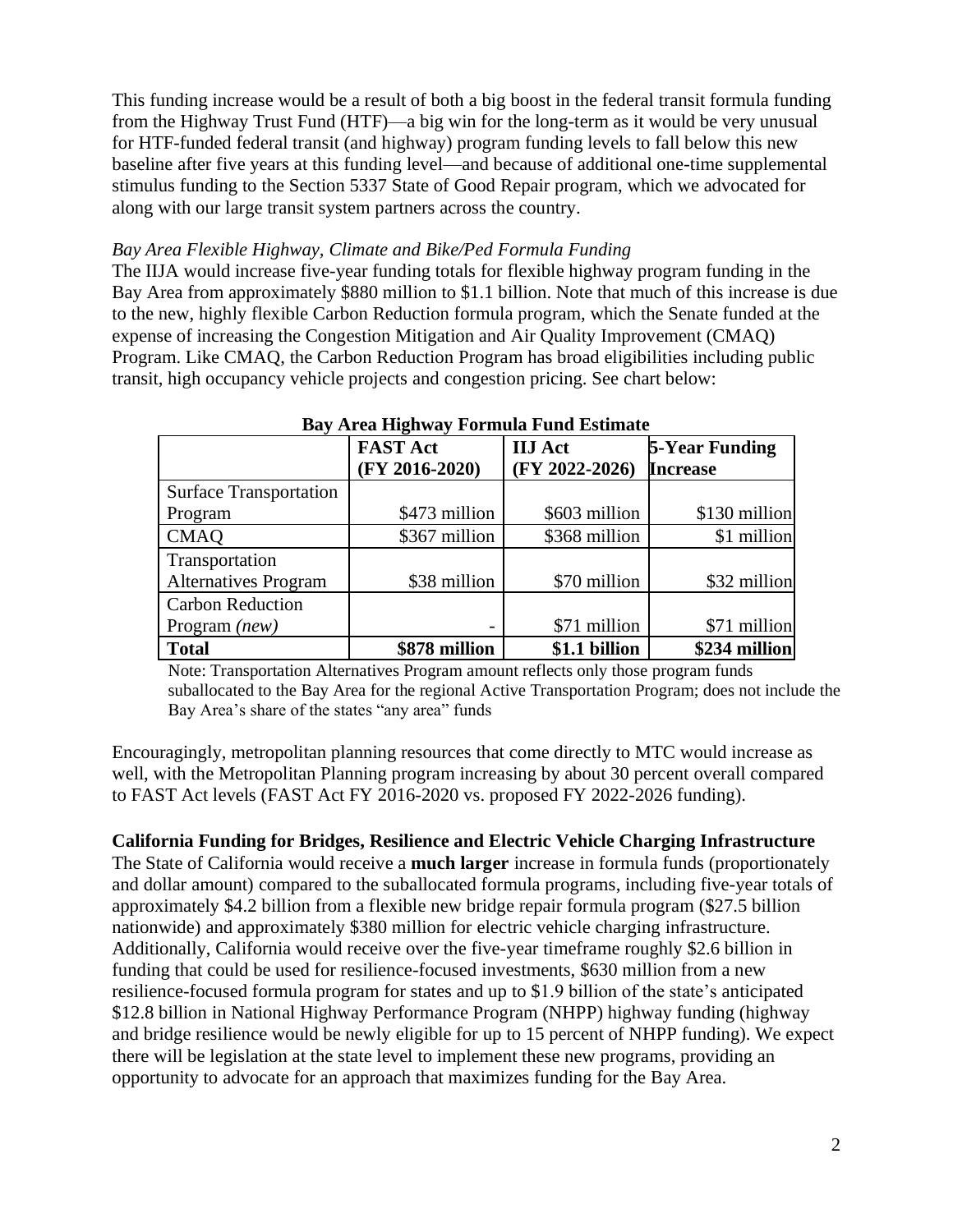This funding increase would be a result of both a big boost in the federal transit formula funding from the Highway Trust Fund (HTF)—a big win for the long-term as it would be very unusual for HTF-funded federal transit (and highway) program funding levels to fall below this new baseline after five years at this funding level—and because of additional one-time supplemental stimulus funding to the Section 5337 State of Good Repair program, which we advocated for along with our large transit system partners across the country.

*Bay Area Flexible Highway, Climate and Bike/Ped Formula Funding*

The IIJA would increase five-year funding totals for flexible highway program funding in the Bay Area from approximately $880 million to $1.1 billion. Note that much of this increase is due to the new, highly flexible Carbon Reduction formula program, which the Senate funded at the expense of increasing the Congestion Mitigation and Air Quality Improvement (CMAQ) Program. Like CMAQ, the Carbon Reduction Program has broad eligibilities including public transit, high occupancy vehicle projects and congestion pricing. See chart below:

**Bay Area Highway Formula Fund Estimate**

| | **FAST Act (FY 2016-2020)** | **IIJ Act (FY 2022-2026)** | **5-Year Funding Increase** |
|---|---|---|---|
| Surface Transportation Program | $473 million | $603 million | $130 million |
| CMAQ | $367 million | $368 million | $1 million |
| Transportation Alternatives Program | $38 million | $70 million | $32 million |
| Carbon Reduction Program *(new)* | - | $71 million | $71 million |
| **Total** | **$878 million** | **$1.1 billion** | **$234 million** |

Note: Transportation Alternatives Program amount reflects only those program funds suballocated to the Bay Area for the regional Active Transportation Program; does not include the Bay Area's share of the states "any area" funds

Encouragingly, metropolitan planning resources that come directly to MTC would increase as well, with the Metropolitan Planning program increasing by about 30 percent overall compared to FAST Act levels (FAST Act FY 2016-2020 vs. proposed FY 2022-2026 funding).

**California Funding for Bridges, Resilience and Electric Vehicle Charging Infrastructure**

The State of California would receive a **much larger** increase in formula funds (proportionately and dollar amount) compared to the suballocated formula programs, including five-year totals of approximately $4.2 billion from a flexible new bridge repair formula program ($27.5 billion nationwide) and approximately $380 million for electric vehicle charging infrastructure. Additionally, California would receive over the five-year timeframe roughly $2.6 billion in funding that could be used for resilience-focused investments, $630 million from a new resilience-focused formula program for states and up to $1.9 billion of the state's anticipated $12.8 billion in National Highway Performance Program (NHPP) highway funding (highway and bridge resilience would be newly eligible for up to 15 percent of NHPP funding). We expect there will be legislation at the state level to implement these new programs, providing an opportunity to advocate for an approach that maximizes funding for the Bay Area.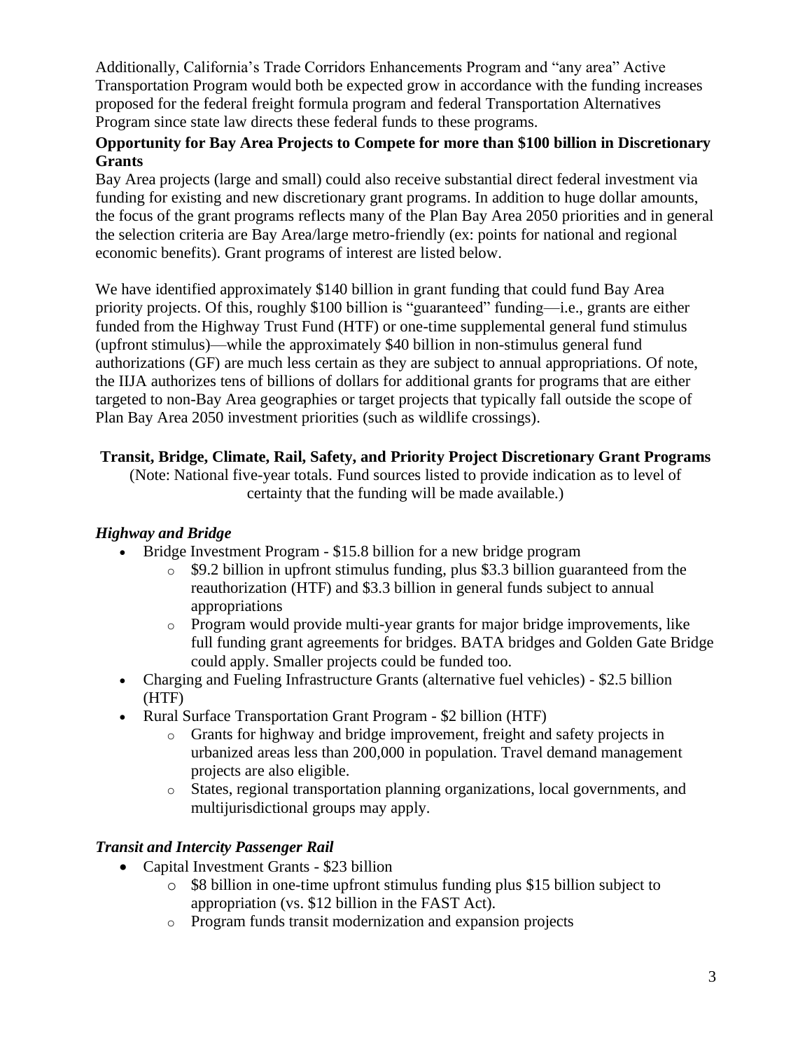Additionally, California's Trade Corridors Enhancements Program and "any area" Active Transportation Program would both be expected grow in accordance with the funding increases proposed for the federal freight formula program and federal Transportation Alternatives Program since state law directs these federal funds to these programs.

**Opportunity for Bay Area Projects to Compete for more than $100 billion in Discretionary Grants**

Bay Area projects (large and small) could also receive substantial direct federal investment via funding for existing and new discretionary grant programs. In addition to huge dollar amounts, the focus of the grant programs reflects many of the Plan Bay Area 2050 priorities and in general the selection criteria are Bay Area/large metro-friendly (ex: points for national and regional economic benefits). Grant programs of interest are listed below.

We have identified approximately $140 billion in grant funding that could fund Bay Area priority projects. Of this, roughly $100 billion is "guaranteed" funding—i.e., grants are either funded from the Highway Trust Fund (HTF) or one-time supplemental general fund stimulus (upfront stimulus)—while the approximately $40 billion in non-stimulus general fund authorizations (GF) are much less certain as they are subject to annual appropriations. Of note, the IIJA authorizes tens of billions of dollars for additional grants for programs that are either targeted to non-Bay Area geographies or target projects that typically fall outside the scope of Plan Bay Area 2050 investment priorities (such as wildlife crossings).

**Transit, Bridge, Climate, Rail, Safety, and Priority Project Discretionary Grant Programs**

(Note: National five-year totals. Fund sources listed to provide indication as to level of certainty that the funding will be made available.)

***Highway and Bridge***

- Bridge Investment Program - $15.8 billion for a new bridge program
  - $9.2 billion in upfront stimulus funding, plus $3.3 billion guaranteed from the reauthorization (HTF) and $3.3 billion in general funds subject to annual appropriations
  - Program would provide multi-year grants for major bridge improvements, like full funding grant agreements for bridges. BATA bridges and Golden Gate Bridge could apply. Smaller projects could be funded too.
- Charging and Fueling Infrastructure Grants (alternative fuel vehicles) - $2.5 billion (HTF)
- Rural Surface Transportation Grant Program - $2 billion (HTF)
  - Grants for highway and bridge improvement, freight and safety projects in urbanized areas less than 200,000 in population. Travel demand management projects are also eligible.
  - States, regional transportation planning organizations, local governments, and multijurisdictional groups may apply.

***Transit and Intercity Passenger Rail***

- Capital Investment Grants - $23 billion
  - $8 billion in one-time upfront stimulus funding plus $15 billion subject to appropriation (vs. $12 billion in the FAST Act).
  - Program funds transit modernization and expansion projects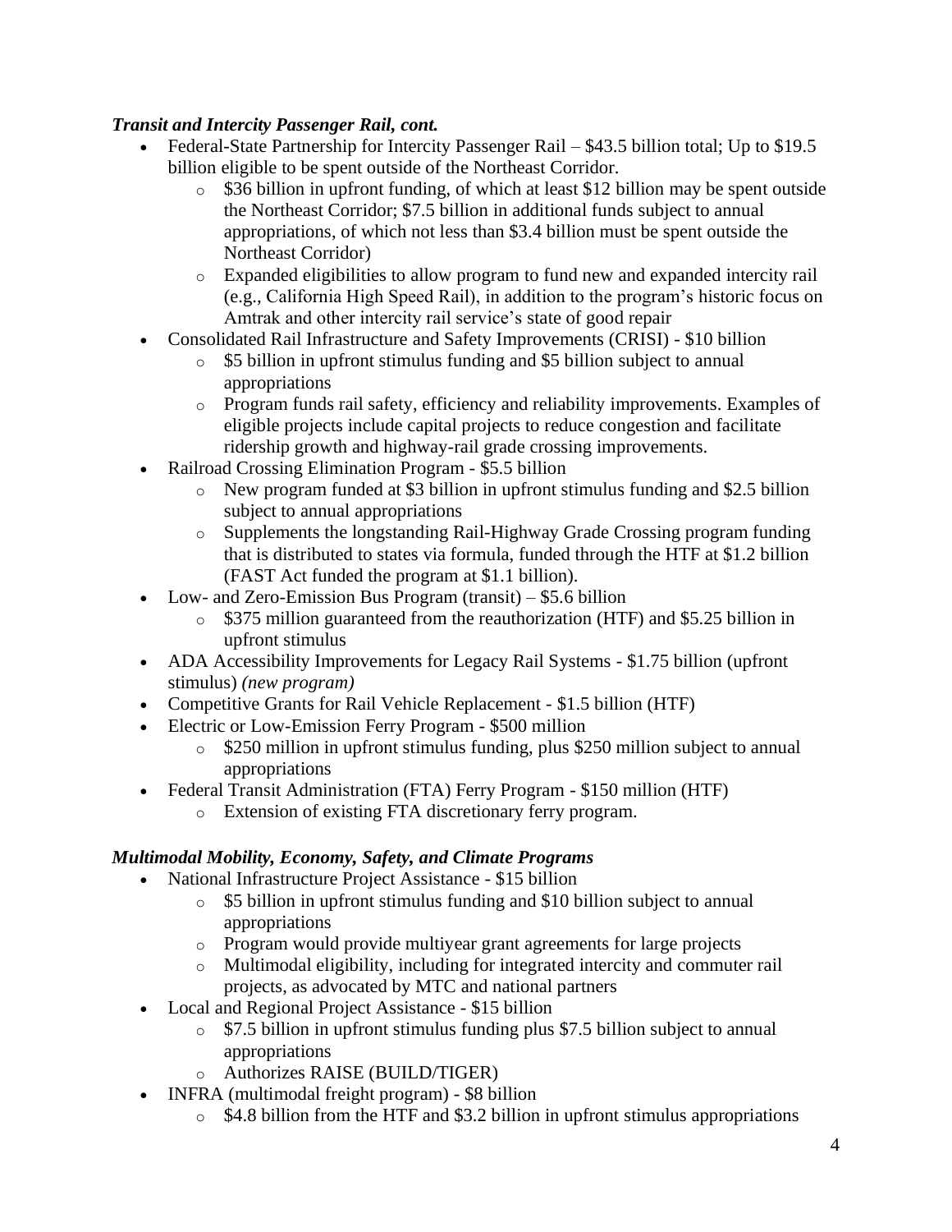***Transit and Intercity Passenger Rail, cont.***

- Federal-State Partnership for Intercity Passenger Rail – $43.5 billion total; Up to $19.5 billion eligible to be spent outside of the Northeast Corridor.
    - $36 billion in upfront funding, of which at least $12 billion may be spent outside the Northeast Corridor; $7.5 billion in additional funds subject to annual appropriations, of which not less than $3.4 billion must be spent outside the Northeast Corridor)
    - Expanded eligibilities to allow program to fund new and expanded intercity rail (e.g., California High Speed Rail), in addition to the program's historic focus on Amtrak and other intercity rail service's state of good repair
- Consolidated Rail Infrastructure and Safety Improvements (CRISI) - $10 billion
    - $5 billion in upfront stimulus funding and $5 billion subject to annual appropriations
    - Program funds rail safety, efficiency and reliability improvements. Examples of eligible projects include capital projects to reduce congestion and facilitate ridership growth and highway-rail grade crossing improvements.
- Railroad Crossing Elimination Program - $5.5 billion
    - New program funded at $3 billion in upfront stimulus funding and $2.5 billion subject to annual appropriations
    - Supplements the longstanding Rail-Highway Grade Crossing program funding that is distributed to states via formula, funded through the HTF at $1.2 billion (FAST Act funded the program at $1.1 billion).
- Low- and Zero-Emission Bus Program (transit) – $5.6 billion
    - $375 million guaranteed from the reauthorization (HTF) and $5.25 billion in upfront stimulus
- ADA Accessibility Improvements for Legacy Rail Systems - $1.75 billion (upfront stimulus) *(new program)*
- Competitive Grants for Rail Vehicle Replacement - $1.5 billion (HTF)
- Electric or Low-Emission Ferry Program - $500 million
    - $250 million in upfront stimulus funding, plus $250 million subject to annual appropriations
- Federal Transit Administration (FTA) Ferry Program - $150 million (HTF)
    - Extension of existing FTA discretionary ferry program.

***Multimodal Mobility, Economy, Safety, and Climate Programs***

- National Infrastructure Project Assistance - $15 billion
    - $5 billion in upfront stimulus funding and $10 billion subject to annual appropriations
    - Program would provide multiyear grant agreements for large projects
    - Multimodal eligibility, including for integrated intercity and commuter rail projects, as advocated by MTC and national partners
- Local and Regional Project Assistance - $15 billion
    - $7.5 billion in upfront stimulus funding plus $7.5 billion subject to annual appropriations
    - Authorizes RAISE (BUILD/TIGER)
- INFRA (multimodal freight program) - $8 billion
    - $4.8 billion from the HTF and $3.2 billion in upfront stimulus appropriations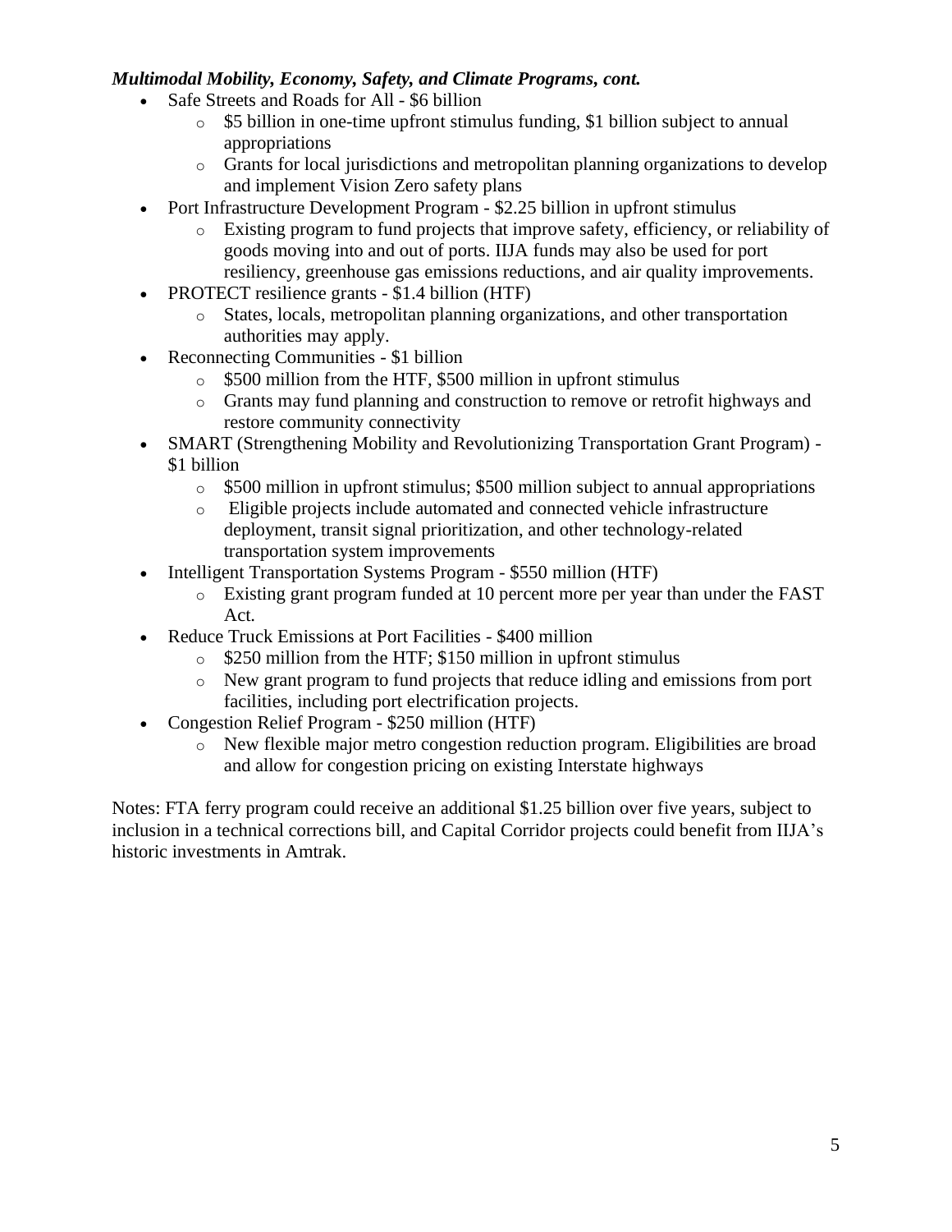***Multimodal Mobility, Economy, Safety, and Climate Programs, cont.***

- Safe Streets and Roads for All - $6 billion
  - $5 billion in one-time upfront stimulus funding, $1 billion subject to annual appropriations
  - Grants for local jurisdictions and metropolitan planning organizations to develop and implement Vision Zero safety plans
- Port Infrastructure Development Program - $2.25 billion in upfront stimulus
  - Existing program to fund projects that improve safety, efficiency, or reliability of goods moving into and out of ports. IIJA funds may also be used for port resiliency, greenhouse gas emissions reductions, and air quality improvements.
- PROTECT resilience grants - $1.4 billion (HTF)
  - States, locals, metropolitan planning organizations, and other transportation authorities may apply.
- Reconnecting Communities - $1 billion
  - $500 million from the HTF, $500 million in upfront stimulus
  - Grants may fund planning and construction to remove or retrofit highways and restore community connectivity
- SMART (Strengthening Mobility and Revolutionizing Transportation Grant Program) - $1 billion
  - $500 million in upfront stimulus; $500 million subject to annual appropriations
  - Eligible projects include automated and connected vehicle infrastructure deployment, transit signal prioritization, and other technology-related transportation system improvements
- Intelligent Transportation Systems Program - $550 million (HTF)
  - Existing grant program funded at 10 percent more per year than under the FAST Act.
- Reduce Truck Emissions at Port Facilities - $400 million
  - $250 million from the HTF; $150 million in upfront stimulus
  - New grant program to fund projects that reduce idling and emissions from port facilities, including port electrification projects.
- Congestion Relief Program - $250 million (HTF)
  - New flexible major metro congestion reduction program. Eligibilities are broad and allow for congestion pricing on existing Interstate highways

Notes: FTA ferry program could receive an additional $1.25 billion over five years, subject to inclusion in a technical corrections bill, and Capital Corridor projects could benefit from IIJA's historic investments in Amtrak.